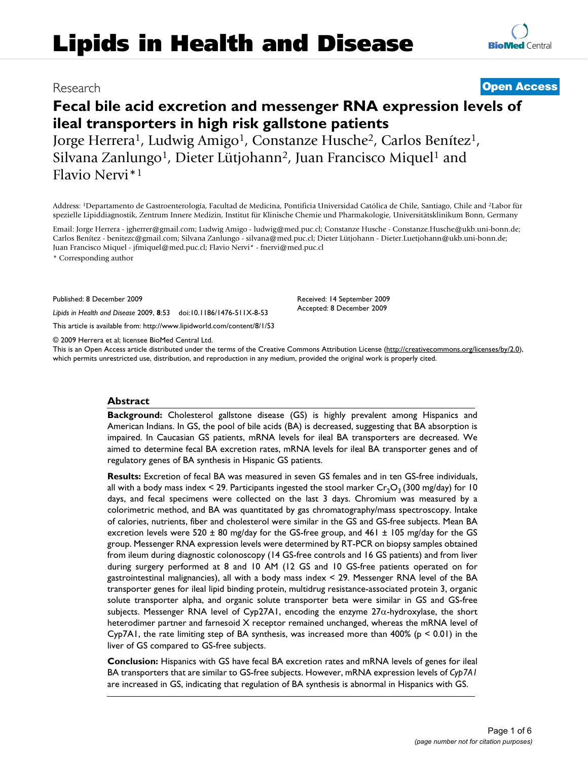# Lipids in Health and Disease

Research

**Open Access**

## Fecal bile acid excretion and messenger RNA expression levels of ileal transporters in high risk gallstone patients

Jorge Herrera[1], Ludwig Amigo[1], Constanze Husche[2], Carlos Benítez[1], Silvana Zanlungo[1], Dieter Lütjohann[2], Juan Francisco Miquel[1] and Flavio Nervi*[1]

Address: [1]Departamento de Gastroenterología, Facultad de Medicina, Pontificia Universidad Católica de Chile, Santiago, Chile and [2]Labor für spezielle Lipiddiagnostik, Zentrum Innere Medizin, Institut für Klinische Chemie und Pharmakologie, Universitätsklinikum Bonn, Germany

Email: Jorge Herrera - jgherrer@gmail.com; Ludwig Amigo - ludwig@med.puc.cl; Constanze Husche - Constanze.Husche@ukb.uni-bonn.de; Carlos Benítez - benitezc@gmail.com; Silvana Zanlungo - silvana@med.puc.cl; Dieter Lütjohann - Dieter.Luetjohann@ukb.uni-bonn.de; Juan Francisco Miquel - jfmiquel@med.puc.cl; Flavio Nervi* - fnervi@med.puc.cl

\* Corresponding author

Published: 8 December 2009

*Lipids in Health and Disease* 2009, **8**:53 doi:10.1186/1476-511X-8-53

This article is available from: http://www.lipidworld.com/content/8/1/53

Received: 14 September 2009
Accepted: 8 December 2009

© 2009 Herrera et al; licensee BioMed Central Ltd.
This is an Open Access article distributed under the terms of the Creative Commons Attribution License (http://creativecommons.org/licenses/by/2.0), which permits unrestricted use, distribution, and reproduction in any medium, provided the original work is properly cited.

### Abstract

**Background:** Cholesterol gallstone disease (GS) is highly prevalent among Hispanics and American Indians. In GS, the pool of bile acids (BA) is decreased, suggesting that BA absorption is impaired. In Caucasian GS patients, mRNA levels for ileal BA transporters are decreased. We aimed to determine fecal BA excretion rates, mRNA levels for ileal BA transporter genes and of regulatory genes of BA synthesis in Hispanic GS patients.

**Results:** Excretion of fecal BA was measured in seven GS females and in ten GS-free individuals, all with a body mass index < 29. Participants ingested the stool marker $Cr_2O_3$ (300 mg/day) for 10 days, and fecal specimens were collected on the last 3 days. Chromium was measured by a colorimetric method, and BA was quantitated by gas chromatography/mass spectroscopy. Intake of calories, nutrients, fiber and cholesterol were similar in the GS and GS-free subjects. Mean BA excretion levels were 520 ± 80 mg/day for the GS-free group, and 461 ± 105 mg/day for the GS group. Messenger RNA expression levels were determined by RT-PCR on biopsy samples obtained from ileum during diagnostic colonoscopy (14 GS-free controls and 16 GS patients) and from liver during surgery performed at 8 and 10 AM (12 GS and 10 GS-free patients operated on for gastrointestinal malignancies), all with a body mass index < 29. Messenger RNA level of the BA transporter genes for ileal lipid binding protein, multidrug resistance-associated protein 3, organic solute transporter alpha, and organic solute transporter beta were similar in GS and GS-free subjects. Messenger RNA level of Cyp27A1, encoding the enzyme 27α-hydroxylase, the short heterodimer partner and farnesoid X receptor remained unchanged, whereas the mRNA level of Cyp7A1, the rate limiting step of BA synthesis, was increased more than 400% ($p < 0.01$) in the liver of GS compared to GS-free subjects.

**Conclusion:** Hispanics with GS have fecal BA excretion rates and mRNA levels of genes for ileal BA transporters that are similar to GS-free subjects. However, mRNA expression levels of *Cyp7A1* are increased in GS, indicating that regulation of BA synthesis is abnormal in Hispanics with GS.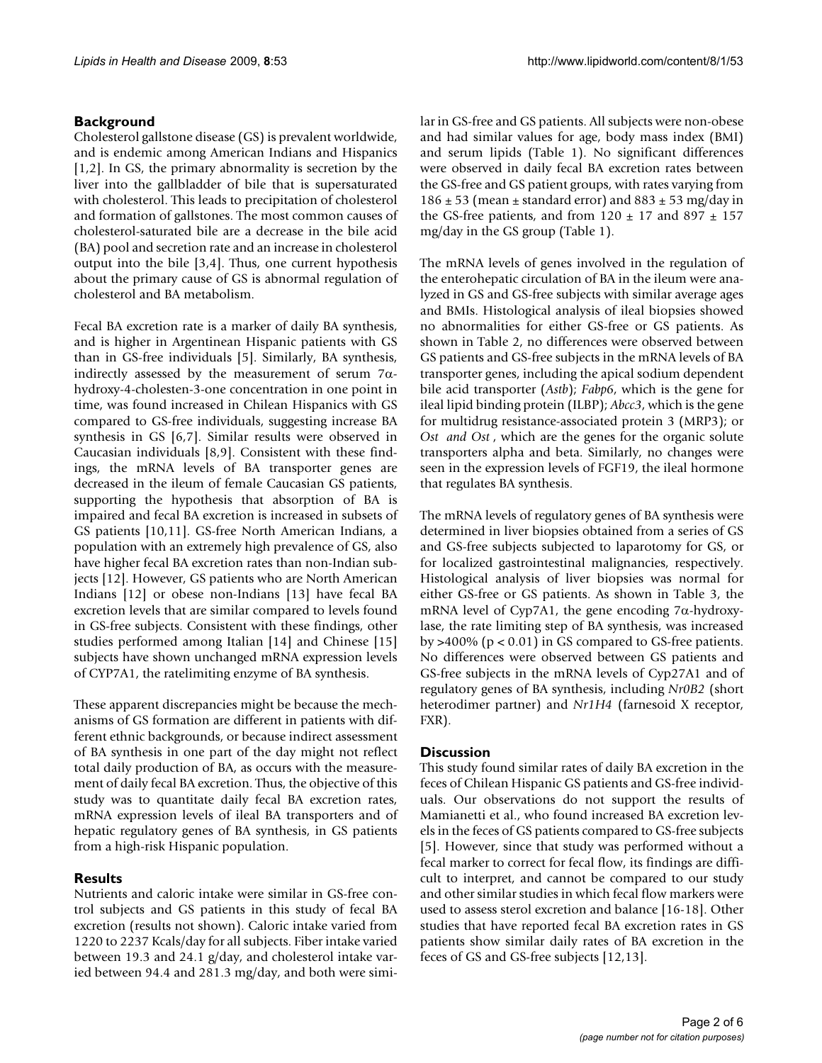## Background

Cholesterol gallstone disease (GS) is prevalent worldwide, and is endemic among American Indians and Hispanics [1,2]. In GS, the primary abnormality is secretion by the liver into the gallbladder of bile that is supersaturated with cholesterol. This leads to precipitation of cholesterol and formation of gallstones. The most common causes of cholesterol-saturated bile are a decrease in the bile acid (BA) pool and secretion rate and an increase in cholesterol output into the bile [3,4]. Thus, one current hypothesis about the primary cause of GS is abnormal regulation of cholesterol and BA metabolism.

Fecal BA excretion rate is a marker of daily BA synthesis, and is higher in Argentinean Hispanic patients with GS than in GS-free individuals [5]. Similarly, BA synthesis, indirectly assessed by the measurement of serum 7α-hydroxy-4-cholesten-3-one concentration in one point in time, was found increased in Chilean Hispanics with GS compared to GS-free individuals, suggesting increase BA synthesis in GS [6,7]. Similar results were observed in Caucasian individuals [8,9]. Consistent with these findings, the mRNA levels of BA transporter genes are decreased in the ileum of female Caucasian GS patients, supporting the hypothesis that absorption of BA is impaired and fecal BA excretion is increased in subsets of GS patients [10,11]. GS-free North American Indians, a population with an extremely high prevalence of GS, also have higher fecal BA excretion rates than non-Indian subjects [12]. However, GS patients who are North American Indians [12] or obese non-Indians [13] have fecal BA excretion levels that are similar compared to levels found in GS-free subjects. Consistent with these findings, other studies performed among Italian [14] and Chinese [15] subjects have shown unchanged mRNA expression levels of CYP7A1, the ratelimiting enzyme of BA synthesis.

These apparent discrepancies might be because the mechanisms of GS formation are different in patients with different ethnic backgrounds, or because indirect assessment of BA synthesis in one part of the day might not reflect total daily production of BA, as occurs with the measurement of daily fecal BA excretion. Thus, the objective of this study was to quantitate daily fecal BA excretion rates, mRNA expression levels of ileal BA transporters and of hepatic regulatory genes of BA synthesis, in GS patients from a high-risk Hispanic population.

## Results

Nutrients and caloric intake were similar in GS-free control subjects and GS patients in this study of fecal BA excretion (results not shown). Caloric intake varied from 1220 to 2237 Kcals/day for all subjects. Fiber intake varied between 19.3 and 24.1 g/day, and cholesterol intake varied between 94.4 and 281.3 mg/day, and both were similar in GS-free and GS patients. All subjects were non-obese and had similar values for age, body mass index (BMI) and serum lipids (Table 1). No significant differences were observed in daily fecal BA excretion rates between the GS-free and GS patient groups, with rates varying from 186 ± 53 (mean ± standard error) and 883 ± 53 mg/day in the GS-free patients, and from 120 ± 17 and 897 ± 157 mg/day in the GS group (Table 1).

The mRNA levels of genes involved in the regulation of the enterohepatic circulation of BA in the ileum were analyzed in GS and GS-free subjects with similar average ages and BMIs. Histological analysis of ileal biopsies showed no abnormalities for either GS-free or GS patients. As shown in Table 2, no differences were observed between GS patients and GS-free subjects in the mRNA levels of BA transporter genes, including the apical sodium dependent bile acid transporter (*Astb*); *Fabp6*, which is the gene for ileal lipid binding protein (ILBP); *Abcc3*, which is the gene for multidrug resistance-associated protein 3 (MRP3); or *Ost and Ost* , which are the genes for the organic solute transporters alpha and beta. Similarly, no changes were seen in the expression levels of FGF19, the ileal hormone that regulates BA synthesis.

The mRNA levels of regulatory genes of BA synthesis were determined in liver biopsies obtained from a series of GS and GS-free subjects subjected to laparotomy for GS, or for localized gastrointestinal malignancies, respectively. Histological analysis of liver biopsies was normal for either GS-free or GS patients. As shown in Table 3, the mRNA level of Cyp7A1, the gene encoding 7α-hydroxylase, the rate limiting step of BA synthesis, was increased by >400% ($p < 0.01$) in GS compared to GS-free patients. No differences were observed between GS patients and GS-free subjects in the mRNA levels of Cyp27A1 and of regulatory genes of BA synthesis, including *Nr0B2* (short heterodimer partner) and *Nr1H4* (farnesoid X receptor, FXR).

## Discussion

This study found similar rates of daily BA excretion in the feces of Chilean Hispanic GS patients and GS-free individuals. Our observations do not support the results of Mamianetti et al., who found increased BA excretion levels in the feces of GS patients compared to GS-free subjects [5]. However, since that study was performed without a fecal marker to correct for fecal flow, its findings are difficult to interpret, and cannot be compared to our study and other similar studies in which fecal flow markers were used to assess sterol excretion and balance [16-18]. Other studies that have reported fecal BA excretion rates in GS patients show similar daily rates of BA excretion in the feces of GS and GS-free subjects [12,13].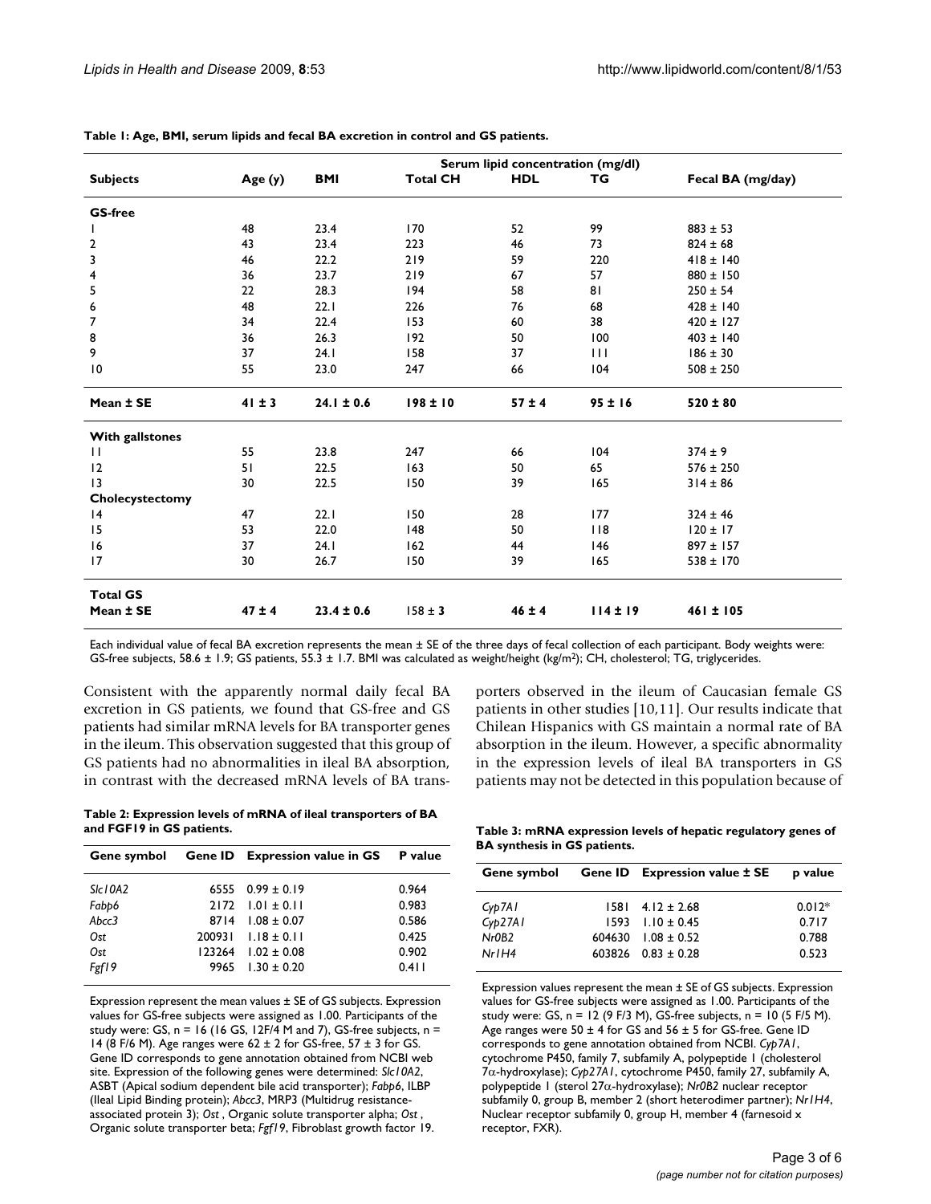**Table 1: Age, BMI, serum lipids and fecal BA excretion in control and GS patients.**

| | | | Serum lipid concentration (mg/dl) | | | |
|---|---|---|---|---|---|---|
| **Subjects** | **Age (y)** | **BMI** | **Total CH** | **HDL** | **TG** | **Fecal BA (mg/day)** |
| **GS-free** | | | | | | |
| 1 | 48 | 23.4 | 170 | 52 | 99 | 883 ± 53 |
| 2 | 43 | 23.4 | 223 | 46 | 73 | 824 ± 68 |
| 3 | 46 | 22.2 | 219 | 59 | 220 | 418 ± 140 |
| 4 | 36 | 23.7 | 219 | 67 | 57 | 880 ± 150 |
| 5 | 22 | 28.3 | 194 | 58 | 81 | 250 ± 54 |
| 6 | 48 | 22.1 | 226 | 76 | 68 | 428 ± 140 |
| 7 | 34 | 22.4 | 153 | 60 | 38 | 420 ± 127 |
| 8 | 36 | 26.3 | 192 | 50 | 100 | 403 ± 140 |
| 9 | 37 | 24.1 | 158 | 37 | 111 | 186 ± 30 |
| 10 | 55 | 23.0 | 247 | 66 | 104 | 508 ± 250 |
| **Mean ± SE** | **41 ± 3** | **24.1 ± 0.6** | **198 ± 10** | **57 ± 4** | **95 ± 16** | **520 ± 80** |
| **With gallstones** | | | | | | |
| 11 | 55 | 23.8 | 247 | 66 | 104 | 374 ± 9 |
| 12 | 51 | 22.5 | 163 | 50 | 65 | 576 ± 250 |
| 13 | 30 | 22.5 | 150 | 39 | 165 | 314 ± 86 |
| **Cholecystectomy** | | | | | | |
| 14 | 47 | 22.1 | 150 | 28 | 177 | 324 ± 46 |
| 15 | 53 | 22.0 | 148 | 50 | 118 | 120 ± 17 |
| 16 | 37 | 24.1 | 162 | 44 | 146 | 897 ± 157 |
| 17 | 30 | 26.7 | 150 | 39 | 165 | 538 ± 170 |
| **Total GS** | | | | | | |
| **Mean ± SE** | **47 ± 4** | **23.4 ± 0.6** | **158 ± 3** | **46 ± 4** | **114 ± 19** | **461 ± 105** |

Each individual value of fecal BA excretion represents the mean ± SE of the three days of fecal collection of each participant. Body weights were: GS-free subjects, 58.6 ± 1.9; GS patients, 55.3 ± 1.7. BMI was calculated as weight/height (kg/m$^2$); CH, cholesterol; TG, triglycerides.

Consistent with the apparently normal daily fecal BA excretion in GS patients, we found that GS-free and GS patients had similar mRNA levels for BA transporter genes in the ileum. This observation suggested that this group of GS patients had no abnormalities in ileal BA absorption, in contrast with the decreased mRNA levels of BA transporters observed in the ileum of Caucasian female GS patients in other studies [10,11]. Our results indicate that Chilean Hispanics with GS maintain a normal rate of BA absorption in the ileum. However, a specific abnormality in the expression levels of ileal BA transporters in GS patients may not be detected in this population because of

**Table 2: Expression levels of mRNA of ileal transporters of BA and FGF19 in GS patients.**

| Gene symbol | Gene ID | Expression value in GS | P value |
|---|---|---|---|
| *Slc10A2* | 6555 | 0.99 ± 0.19 | 0.964 |
| *Fabp6* | 2172 | 1.01 ± 0.11 | 0.983 |
| *Abcc3* | 8714 | 1.08 ± 0.07 | 0.586 |
| *Ost* | 200931 | 1.18 ± 0.11 | 0.425 |
| *Ost* | 123264 | 1.02 ± 0.08 | 0.902 |
| *Fgf19* | 9965 | 1.30 ± 0.20 | 0.411 |

Expression represent the mean values ± SE of GS subjects. Expression values for GS-free subjects were assigned as 1.00. Participants of the study were: GS, n = 16 (16 GS, 12F/4 M and 7), GS-free subjects, n = 14 (8 F/6 M). Age ranges were 62 ± 2 for GS-free, 57 ± 3 for GS. Gene ID corresponds to gene annotation obtained from NCBI web site. Expression of the following genes were determined: *Slc10A2*, ASBT (Apical sodium dependent bile acid transporter); *Fabp6*, ILBP (Ileal Lipid Binding protein); *Abcc3*, MRP3 (Multidrug resistance-associated protein 3); *Ost* , Organic solute transporter alpha; *Ost* , Organic solute transporter beta; *Fgf19*, Fibroblast growth factor 19.

**Table 3: mRNA expression levels of hepatic regulatory genes of BA synthesis in GS patients.**

| Gene symbol | Gene ID | Expression value ± SE | p value |
|---|---|---|---|
| *Cyp7A1* | 1581 | 4.12 ± 2.68 | 0.012* |
| *Cyp27A1* | 1593 | 1.10 ± 0.45 | 0.717 |
| *Nr0B2* | 604630 | 1.08 ± 0.52 | 0.788 |
| *Nr1H4* | 603826 | 0.83 ± 0.28 | 0.523 |

Expression values represent the mean ± SE of GS subjects. Expression values for GS-free subjects were assigned as 1.00. Participants of the study were: GS, n = 12 (9 F/3 M), GS-free subjects, n = 10 (5 F/5 M). Age ranges were 50 ± 4 for GS and 56 ± 5 for GS-free. Gene ID corresponds to gene annotation obtained from NCBI. *Cyp7A1*, cytochrome P450, family 7, subfamily A, polypeptide 1 (cholesterol 7α-hydroxylase); *Cyp27A1*, cytochrome P450, family 27, subfamily A, polypeptide 1 (sterol 27α-hydroxylase); *Nr0B2* nuclear receptor subfamily 0, group B, member 2 (short heterodimer partner); *Nr1H4*, Nuclear receptor subfamily 0, group H, member 4 (farnesoid x receptor, FXR).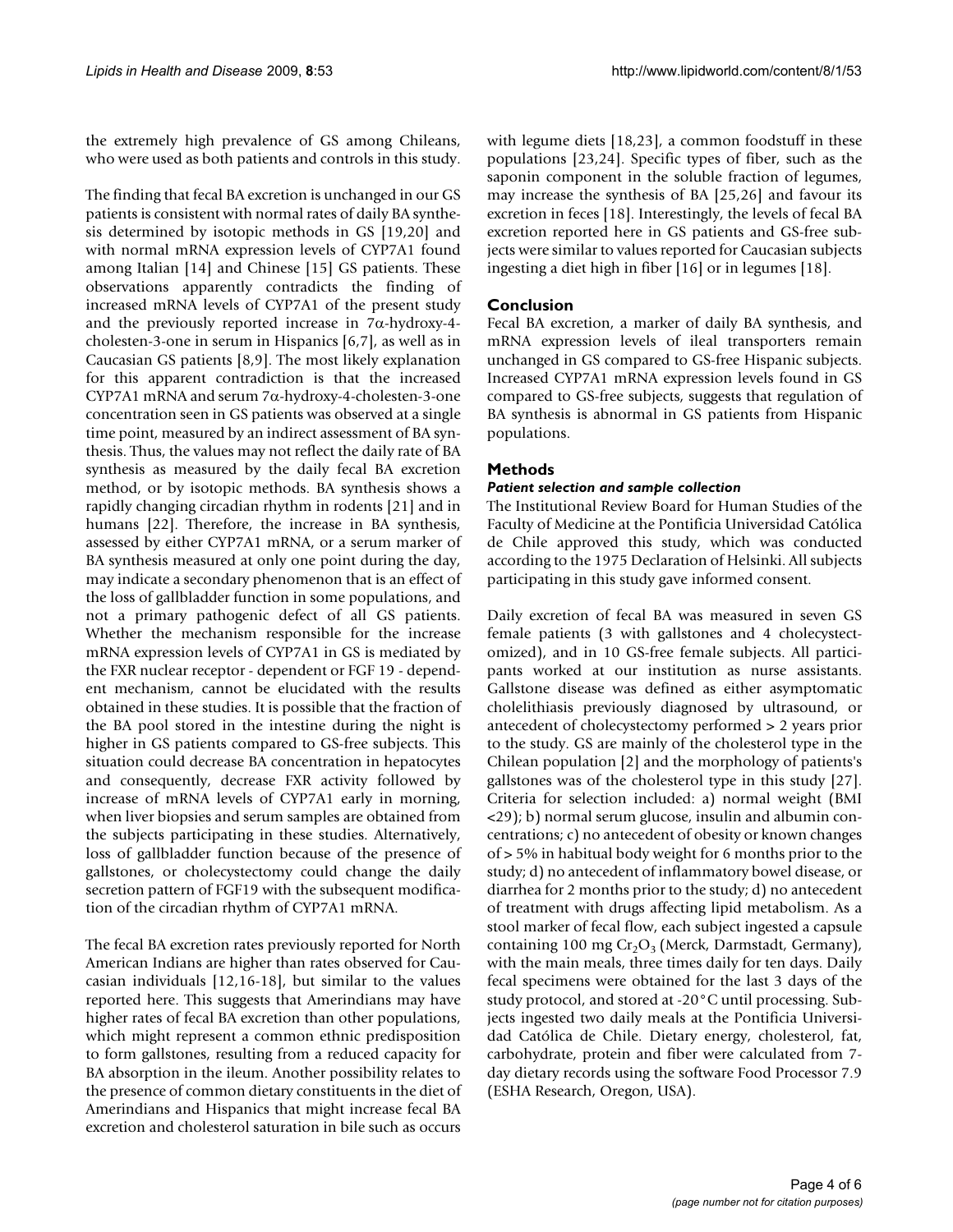the extremely high prevalence of GS among Chileans, who were used as both patients and controls in this study.

The finding that fecal BA excretion is unchanged in our GS patients is consistent with normal rates of daily BA synthesis determined by isotopic methods in GS [19,20] and with normal mRNA expression levels of CYP7A1 found among Italian [14] and Chinese [15] GS patients. These observations apparently contradicts the finding of increased mRNA levels of CYP7A1 of the present study and the previously reported increase in 7α-hydroxy-4-cholesten-3-one in serum in Hispanics [6,7], as well as in Caucasian GS patients [8,9]. The most likely explanation for this apparent contradiction is that the increased CYP7A1 mRNA and serum 7α-hydroxy-4-cholesten-3-one concentration seen in GS patients was observed at a single time point, measured by an indirect assessment of BA synthesis. Thus, the values may not reflect the daily rate of BA synthesis as measured by the daily fecal BA excretion method, or by isotopic methods. BA synthesis shows a rapidly changing circadian rhythm in rodents [21] and in humans [22]. Therefore, the increase in BA synthesis, assessed by either CYP7A1 mRNA, or a serum marker of BA synthesis measured at only one point during the day, may indicate a secondary phenomenon that is an effect of the loss of gallbladder function in some populations, and not a primary pathogenic defect of all GS patients. Whether the mechanism responsible for the increase mRNA expression levels of CYP7A1 in GS is mediated by the FXR nuclear receptor - dependent or FGF 19 - dependent mechanism, cannot be elucidated with the results obtained in these studies. It is possible that the fraction of the BA pool stored in the intestine during the night is higher in GS patients compared to GS-free subjects. This situation could decrease BA concentration in hepatocytes and consequently, decrease FXR activity followed by increase of mRNA levels of CYP7A1 early in morning, when liver biopsies and serum samples are obtained from the subjects participating in these studies. Alternatively, loss of gallbladder function because of the presence of gallstones, or cholecystectomy could change the daily secretion pattern of FGF19 with the subsequent modification of the circadian rhythm of CYP7A1 mRNA.

The fecal BA excretion rates previously reported for North American Indians are higher than rates observed for Caucasian individuals [12,16-18], but similar to the values reported here. This suggests that Amerindians may have higher rates of fecal BA excretion than other populations, which might represent a common ethnic predisposition to form gallstones, resulting from a reduced capacity for BA absorption in the ileum. Another possibility relates to the presence of common dietary constituents in the diet of Amerindians and Hispanics that might increase fecal BA excretion and cholesterol saturation in bile such as occurs with legume diets [18,23], a common foodstuff in these populations [23,24]. Specific types of fiber, such as the saponin component in the soluble fraction of legumes, may increase the synthesis of BA [25,26] and favour its excretion in feces [18]. Interestingly, the levels of fecal BA excretion reported here in GS patients and GS-free subjects were similar to values reported for Caucasian subjects ingesting a diet high in fiber [16] or in legumes [18].

## Conclusion

Fecal BA excretion, a marker of daily BA synthesis, and mRNA expression levels of ileal transporters remain unchanged in GS compared to GS-free Hispanic subjects. Increased CYP7A1 mRNA expression levels found in GS compared to GS-free subjects, suggests that regulation of BA synthesis is abnormal in GS patients from Hispanic populations.

## Methods

### *Patient selection and sample collection*

The Institutional Review Board for Human Studies of the Faculty of Medicine at the Pontificia Universidad Católica de Chile approved this study, which was conducted according to the 1975 Declaration of Helsinki. All subjects participating in this study gave informed consent.

Daily excretion of fecal BA was measured in seven GS female patients (3 with gallstones and 4 cholecystectomized), and in 10 GS-free female subjects. All participants worked at our institution as nurse assistants. Gallstone disease was defined as either asymptomatic cholelithiasis previously diagnosed by ultrasound, or antecedent of cholecystectomy performed > 2 years prior to the study. GS are mainly of the cholesterol type in the Chilean population [2] and the morphology of patients's gallstones was of the cholesterol type in this study [27]. Criteria for selection included: a) normal weight (BMI <29); b) normal serum glucose, insulin and albumin concentrations; c) no antecedent of obesity or known changes of > 5% in habitual body weight for 6 months prior to the study; d) no antecedent of inflammatory bowel disease, or diarrhea for 2 months prior to the study; d) no antecedent of treatment with drugs affecting lipid metabolism. As a stool marker of fecal flow, each subject ingested a capsule containing 100 mg $Cr_2O_3$ (Merck, Darmstadt, Germany), with the main meals, three times daily for ten days. Daily fecal specimens were obtained for the last 3 days of the study protocol, and stored at -20°C until processing. Subjects ingested two daily meals at the Pontificia Universidad Católica de Chile. Dietary energy, cholesterol, fat, carbohydrate, protein and fiber were calculated from 7-day dietary records using the software Food Processor 7.9 (ESHA Research, Oregon, USA).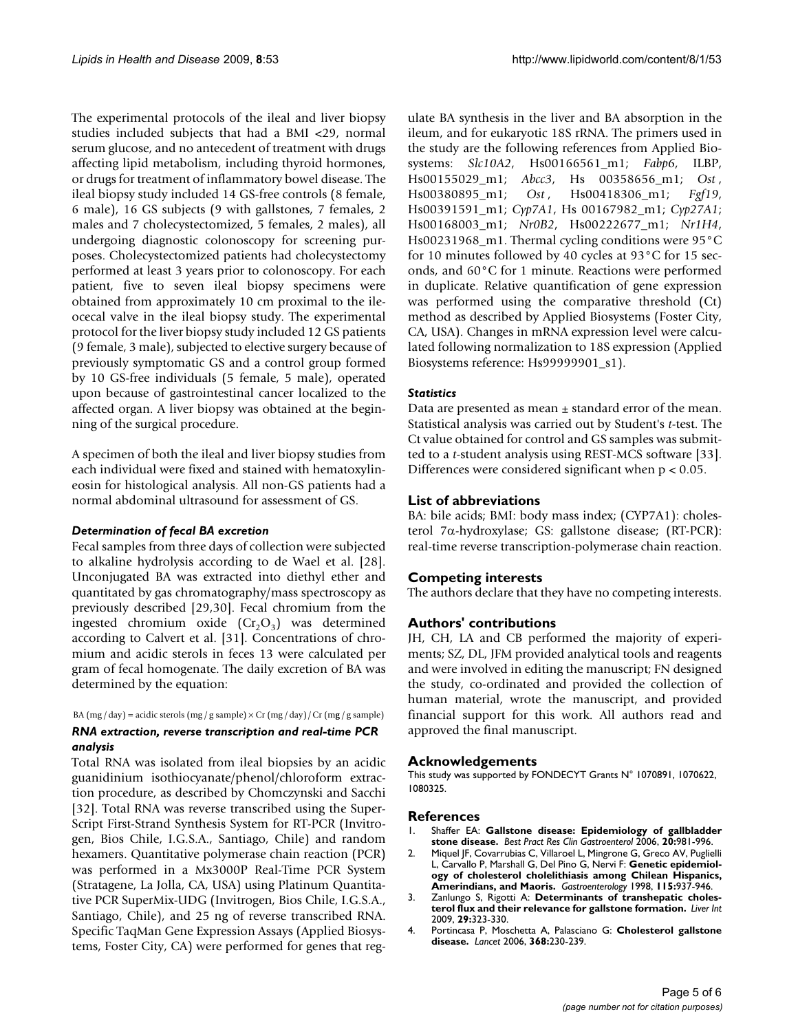The experimental protocols of the ileal and liver biopsy studies included subjects that had a BMI <29, normal serum glucose, and no antecedent of treatment with drugs affecting lipid metabolism, including thyroid hormones, or drugs for treatment of inflammatory bowel disease. The ileal biopsy study included 14 GS-free controls (8 female, 6 male), 16 GS subjects (9 with gallstones, 7 females, 2 males and 7 cholecystectomized, 5 females, 2 males), all undergoing diagnostic colonoscopy for screening purposes. Cholecystectomized patients had cholecystectomy performed at least 3 years prior to colonoscopy. For each patient, five to seven ileal biopsy specimens were obtained from approximately 10 cm proximal to the ileocecal valve in the ileal biopsy study. The experimental protocol for the liver biopsy study included 12 GS patients (9 female, 3 male), subjected to elective surgery because of previously symptomatic GS and a control group formed by 10 GS-free individuals (5 female, 5 male), operated upon because of gastrointestinal cancer localized to the affected organ. A liver biopsy was obtained at the beginning of the surgical procedure.

A specimen of both the ileal and liver biopsy studies from each individual were fixed and stained with hematoxylineosin for histological analysis. All non-GS patients had a normal abdominal ultrasound for assessment of GS.

### *Determination of fecal BA excretion*

Fecal samples from three days of collection were subjected to alkaline hydrolysis according to de Wael et al. [28]. Unconjugated BA was extracted into diethyl ether and quantitated by gas chromatography/mass spectroscopy as previously described [29,30]. Fecal chromium from the ingested chromium oxide ($Cr_2O_3$) was determined according to Calvert et al. [31]. Concentrations of chromium and acidic sterols in feces 13 were calculated per gram of fecal homogenate. The daily excretion of BA was determined by the equation:

$$\text{BA (mg / day)} = \text{acidic sterols (mg / g sample)} \times \text{Cr (mg / day)} / \text{Cr (mg / g sample)}$$

### *RNA extraction, reverse transcription and real-time PCR analysis*

Total RNA was isolated from ileal biopsies by an acidic guanidinium isothiocyanate/phenol/chloroform extraction procedure, as described by Chomczynski and Sacchi [32]. Total RNA was reverse transcribed using the SuperScript First-Strand Synthesis System for RT-PCR (Invitrogen, Bios Chile, I.G.S.A., Santiago, Chile) and random hexamers. Quantitative polymerase chain reaction (PCR) was performed in a Mx3000P Real-Time PCR System (Stratagene, La Jolla, CA, USA) using Platinum Quantitative PCR SuperMix-UDG (Invitrogen, Bios Chile, I.G.S.A., Santiago, Chile), and 25 ng of reverse transcribed RNA. Specific TaqMan Gene Expression Assays (Applied Biosystems, Foster City, CA) were performed for genes that regulate BA synthesis in the liver and BA absorption in the ileum, and for eukaryotic 18S rRNA. The primers used in the study are the following references from Applied Biosystems: *Slc10A2*, Hs00166561_m1; *Fabp6*, ILBP, Hs00155029_m1; *Abcc3*, Hs 00358656_m1; *Ost*, Hs00380895_m1; *Ost*, Hs00418306_m1; *Fgf19*, Hs00391591_m1; *Cyp7A1*, Hs 00167982_m1; *Cyp27A1*; Hs00168003_m1; *Nr0B2*, Hs00222677_m1; *Nr1H4*, Hs00231968_m1. Thermal cycling conditions were 95°C for 10 minutes followed by 40 cycles at 93°C for 15 seconds, and 60°C for 1 minute. Reactions were performed in duplicate. Relative quantification of gene expression was performed using the comparative threshold (Ct) method as described by Applied Biosystems (Foster City, CA, USA). Changes in mRNA expression level were calculated following normalization to 18S expression (Applied Biosystems reference: Hs99999901_s1).

### *Statistics*

Data are presented as mean ± standard error of the mean. Statistical analysis was carried out by Student's *t*-test. The Ct value obtained for control and GS samples was submitted to a *t*-student analysis using REST-MCS software [33]. Differences were considered significant when $p < 0.05$.

## List of abbreviations

BA: bile acids; BMI: body mass index; (CYP7A1): cholesterol 7α-hydroxylase; GS: gallstone disease; (RT-PCR): real-time reverse transcription-polymerase chain reaction.

## Competing interests

The authors declare that they have no competing interests.

## Authors' contributions

JH, CH, LA and CB performed the majority of experiments; SZ, DL, JFM provided analytical tools and reagents and were involved in editing the manuscript; FN designed the study, co-ordinated and provided the collection of human material, wrote the manuscript, and provided financial support for this work. All authors read and approved the final manuscript.

## Acknowledgements

This study was supported by FONDECYT Grants N° 1070891, 1070622, 1080325.

## References

1. Shaffer EA: **Gallstone disease: Epidemiology of gallbladder stone disease.** *Best Pract Res Clin Gastroenterol* 2006, **20:**981-996.
2. Miquel JF, Covarrubias C, Villaroel L, Mingrone G, Greco AV, Puglielli L, Carvallo P, Marshall G, Del Pino G, Nervi F: **Genetic epidemiology of cholesterol cholelithiasis among Chilean Hispanics, Amerindians, and Maoris.** *Gastroenterology* 1998, **115:**937-946.
3. Zanlungo S, Rigotti A: **Determinants of transhepatic cholesterol flux and their relevance for gallstone formation.** *Liver Int* 2009, **29:**323-330.
4. Portincasa P, Moschetta A, Palasciano G: **Cholesterol gallstone disease.** *Lancet* 2006, **368:**230-239.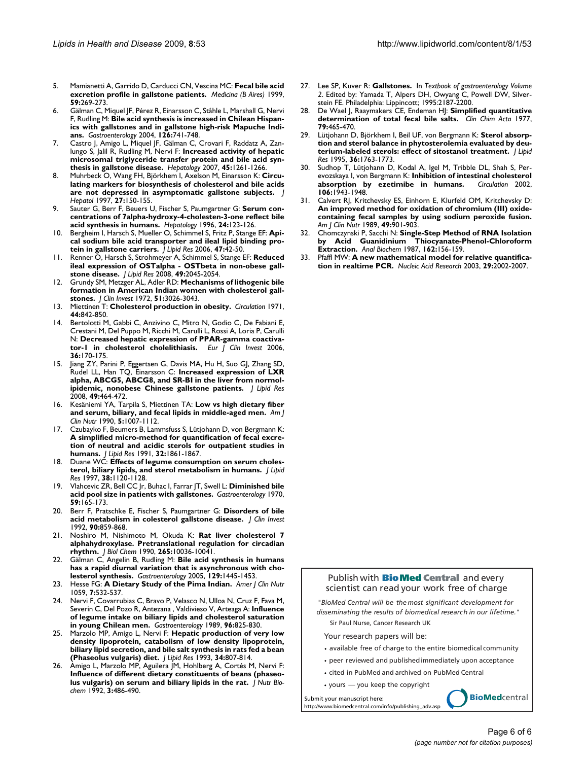5. Mamianetti A, Garrido D, Carducci CN, Vescina MC: **Fecal bile acid excretion profile in gallstone patients.** *Medicina (B Aires)* 1999, **59:**269-273.
6. Gälman C, Miquel JF, Pérez R, Einarsson C, Ståhle L, Marshall G, Nervi F, Rudling M: **Bile acid synthesis is increased in Chilean Hispanics with gallstones and in gallstone high-risk Mapuche Indians.** *Gastroenterology* 2004, **126:**741-748.
7. Castro J, Amigo L, Miquel JF, Gälman C, Crovari F, Raddatz A, Zanlungo S, Jalil R, Rudling M, Nervi F: **Increased activity of hepatic microsomal triglyceride transfer protein and bile acid synthesis in gallstone disease.** *Hepatology* 2007, **45:**1261-1266.
8. Muhrbeck O, Wang FH, Björkhem I, Axelson M, Einarsson K: **Circulating markers for biosynthesis of cholesterol and bile acids are not depressed in asymptomatic gallstone subjects.** *J Hepatol* 1997, **27:**150-155.
9. Sauter G, Berr F, Beuers U, Fischer S, Paumgartner G: **Serum concentrations of 7alpha-hydroxy-4-cholesten-3-one reflect bile acid synthesis in humans.** *Hepatology* 1996, **24:**123-126.
10. Bergheim I, Harsch S, Mueller O, Schimmel S, Fritz P, Stange EF: **Apical sodium bile acid transporter and ileal lipid binding protein in gallstone carriers.** *J Lipid Res* 2006, **47:**42-50.
11. Renner O, Harsch S, Strohmeyer A, Schimmel S, Stange EF: **Reduced ileal expression of OSTalpha - OSTbeta in non-obese gallstone disease.** *J Lipid Res* 2008, **49:**2045-2054.
12. Grundy SM, Metzger AL, Adler RD: **Mechanisms of lithogenic bile formation in American Indian women with cholesterol gallstones.** *J Clin Invest* 1972, **51:**3026-3043.
13. Miettinen T: **Cholesterol production in obesity.** *Circulation* 1971, **44:**842-850.
14. Bertolotti M, Gabbi C, Anzivino C, Mitro N, Godio C, De Fabiani E, Crestani M, Del Puppo M, Ricchi M, Carulli L, Rossi A, Loria P, Carulli N: **Decreased hepatic expression of PPAR-gamma coactivator-1 in cholesterol cholelithiasis.** *Eur J Clin Invest* 2006, **36:**170-175.
15. Jiang ZY, Parini P, Eggertsen G, Davis MA, Hu H, Suo GJ, Zhang SD, Rudel LL, Han TQ, Einarsson C: **Increased expression of LXR alpha, ABCG5, ABCG8, and SR-BI in the liver from normolipidemic, nonobese Chinese gallstone patients.** *J Lipid Res* 2008, **49:**464-472.
16. Kesäniemi YA, Tarpila S, Miettinen TA: **Low vs high dietary fiber and serum, biliary, and fecal lipids in middle-aged men.** *Am J Clin Nutr* 1990, **5:**1007-1112.
17. Czubayko F, Beumers B, Lammsfuss S, Lütjohann D, von Bergmann K: **A simplified micro-method for quantification of fecal excretion of neutral and acidic sterols for outpatient studies in humans.** *J Lipid Res* 1991, **32:**1861-1867.
18. Duane WC: **Effects of legume consumption on serum cholesterol, biliary lipids, and sterol metabolism in humans.** *J Lipid Res* 1997, **38:**1120-1128.
19. Vlahcevic ZR, Bell CC Jr, Buhac I, Farrar JT, Swell L: **Diminished bile acid pool size in patients with gallstones.** *Gastroenterology* 1970, **59:**165-173.
20. Berr F, Pratschke E, Fischer S, Paumgartner G: **Disorders of bile acid metabolism in colesterol gallstone disease.** *J Clin Invest* 1992, **90:**859-868.
21. Noshiro M, Nishimoto M, Okuda K: **Rat liver cholesterol 7 alphahydroxylase. Pretranslational regulation for circadian rhythm.** *J Biol Chem* 1990, **265:**10036-10041.
22. Gälman C, Angelin B, Rudling M: **Bile acid synthesis in humans has a rapid diurnal variation that is asynchronous with cholesterol synthesis.** *Gastroenterology* 2005, **129:**1445-1453.
23. Hesse FG: **A Dietary Study of the Pima Indian.** *Amer J Clin Nutr* 1059, **7:**532-537.
24. Nervi F, Covarrubias C, Bravo P, Velasco N, Ulloa N, Cruz F, Fava M, Severin C, Del Pozo R, Antezana , Valdivieso V, Arteaga A: **Influence of legume intake on biliary lipids and cholesterol saturation in young Chilean men.** *Gastroenterology* 1989, **96:**825-830.
25. Marzolo MP, Amigo L, Nervi F: **Hepatic production of very low density lipoprotein, catabolism of low density lipoprotein, biliary lipid secretion, and bile salt synthesis in rats fed a bean (Phaseolus vulgaris) diet.** *J Lipid Res* 1993, **34:**807-814.
26. Amigo L, Marzolo MP, Aguilera JM, Hohlberg A, Cortés M, Nervi F: **Influence of different dietary constituents of beans (phaseolus vulgaris) on serum and biliary lipids in the rat.** *J Nutr Biochem* 1992, **3:**486-490.
27. Lee SP, Kuver R: **Gallstones.** In *Textbook of gastroenterology Volume 2*. Edited by: Yamada T, Alpers DH, Owyang C, Powell DW, Silverstein FE. Philadelphia: Lippincott; 1995:2187-2200.
28. De Wael J, Raaymakers CE, Endeman HJ: **Simplified quantitative determination of total fecal bile salts.** *Clin Chim Acta* 1977, **79:**465-470.
29. Lütjohann D, Björkhem I, Beil UF, von Bergmann K: **Sterol absorption and sterol balance in phytosterolemia evaluated by deuterium-labeled sterols: effect of sitostanol treatment.** *J Lipid Res* 1995, **36:**1763-1773.
30. Sudhop T, Lütjohann D, Kodal A, Igel M, Tribble DL, Shah S, Perevozskaya I, von Bergmann K: **Inhibition of intestinal cholesterol absorption by ezetimibe in humans.** *Circulation* 2002, **106:**1943-1948.
31. Calvert RJ, Kritchevsky ES, Einhorn E, Klurfeld OM, Kritchevsky D: **An improved method for oxidation of chromium (III) oxide-containing fecal samples by using sodium peroxide fusion.** *Am J Clin Nutr* 1989, **49:**901-903.
32. Chomczynski P, Sacchi N: **Single-Step Method of RNA Isolation by Acid Guanidinium Thiocyanate-Phenol-Chloroform Extraction.** *Anal Biochem* 1987, **162:**156-159.
33. Pfaffl MW: **A new mathematical model for relative quantification in realtime PCR.** *Nucleic Acid Research* 2003, **29:**2002-2007.

Publish with **BioMed Central** and every scientist can read your work free of charge

*"BioMed Central will be the most significant development for disseminating the results of biomedical research in our lifetime."*

Sir Paul Nurse, Cancer Research UK

Your research papers will be:

- available free of charge to the entire biomedical community
- peer reviewed and published immediately upon acceptance
- cited in PubMed and archived on PubMed Central
- yours — you keep the copyright

Submit your manuscript here:
http://www.biomedcentral.com/info/publishing_adv.asp

BioMedcentral